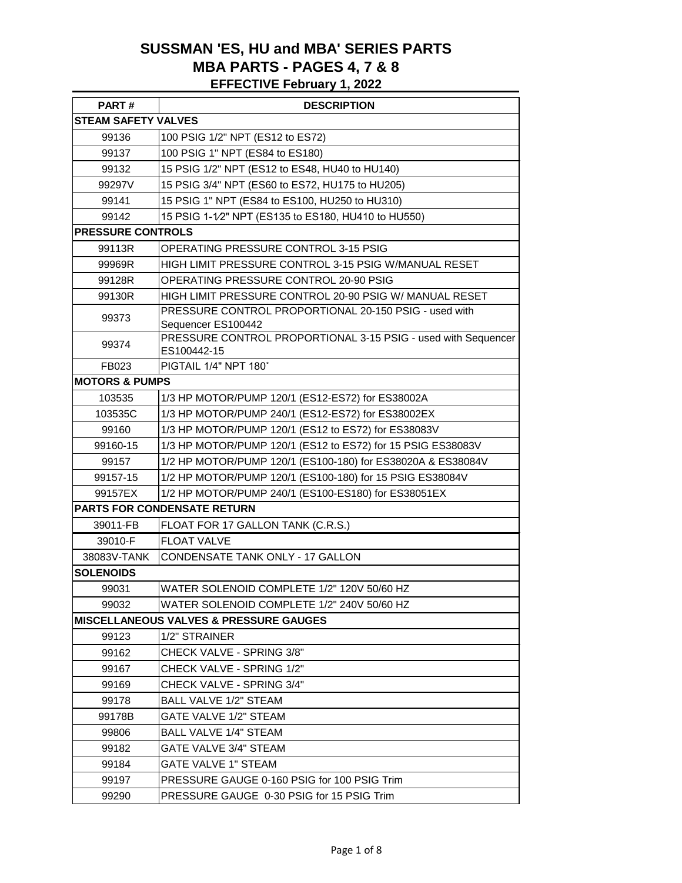# SUSSMAN 'ES, HU and MBA' SERIES PARTS

## MBA PARTS - PAGES 4, 7 & 8

### EFFECTIVE February 1, 2022

| PART # | DESCRIPTION |
|---|---|
| **STEAM SAFETY VALVES** | |
| 99136 | 100 PSIG 1/2" NPT (ES12 to ES72) |
| 99137 | 100 PSIG 1" NPT (ES84 to ES180) |
| 99132 | 15 PSIG 1/2" NPT (ES12 to ES48, HU40 to HU140) |
| 99297V | 15 PSIG 3/4" NPT (ES60 to ES72, HU175 to HU205) |
| 99141 | 15 PSIG 1" NPT (ES84 to ES100, HU250 to HU310) |
| 99142 | 15 PSIG 1-1⁄2" NPT (ES135 to ES180, HU410 to HU550) |
| **PRESSURE CONTROLS** | |
| 99113R | OPERATING PRESSURE CONTROL 3-15 PSIG |
| 99969R | HIGH LIMIT PRESSURE CONTROL 3-15 PSIG W/MANUAL RESET |
| 99128R | OPERATING PRESSURE CONTROL 20-90 PSIG |
| 99130R | HIGH LIMIT PRESSURE CONTROL 20-90 PSIG W/ MANUAL RESET |
| 99373 | PRESSURE CONTROL PROPORTIONAL 20-150 PSIG - used with Sequencer ES100442 |
| 99374 | PRESSURE CONTROL PROPORTIONAL 3-15 PSIG - used with Sequencer ES100442-15 |
| FB023 | PIGTAIL 1/4" NPT 180˚ |
| **MOTORS & PUMPS** | |
| 103535 | 1/3 HP MOTOR/PUMP 120/1 (ES12-ES72) for ES38002A |
| 103535C | 1/3 HP MOTOR/PUMP 240/1 (ES12-ES72) for ES38002EX |
| 99160 | 1/3 HP MOTOR/PUMP 120/1 (ES12 to ES72) for ES38083V |
| 99160-15 | 1/3 HP MOTOR/PUMP 120/1 (ES12 to ES72) for 15 PSIG ES38083V |
| 99157 | 1/2 HP MOTOR/PUMP 120/1 (ES100-180) for ES38020A & ES38084V |
| 99157-15 | 1/2 HP MOTOR/PUMP 120/1 (ES100-180) for 15 PSIG ES38084V |
| 99157EX | 1/2 HP MOTOR/PUMP 240/1 (ES100-ES180) for ES38051EX |
| **PARTS FOR CONDENSATE RETURN** | |
| 39011-FB | FLOAT FOR 17 GALLON TANK (C.R.S.) |
| 39010-F | FLOAT VALVE |
| 38083V-TANK | CONDENSATE TANK ONLY - 17 GALLON |
| **SOLENOIDS** | |
| 99031 | WATER SOLENOID COMPLETE 1/2" 120V 50/60 HZ |
| 99032 | WATER SOLENOID COMPLETE 1/2" 240V 50/60 HZ |
| **MISCELLANEOUS VALVES & PRESSURE GAUGES** | |
| 99123 | 1/2" STRAINER |
| 99162 | CHECK VALVE - SPRING 3/8" |
| 99167 | CHECK VALVE - SPRING 1/2" |
| 99169 | CHECK VALVE - SPRING 3/4" |
| 99178 | BALL VALVE 1/2" STEAM |
| 99178B | GATE VALVE 1/2" STEAM |
| 99806 | BALL VALVE 1/4" STEAM |
| 99182 | GATE VALVE 3/4" STEAM |
| 99184 | GATE VALVE 1" STEAM |
| 99197 | PRESSURE GAUGE 0-160 PSIG for 100 PSIG Trim |
| 99290 | PRESSURE GAUGE 0-30 PSIG for 15 PSIG Trim |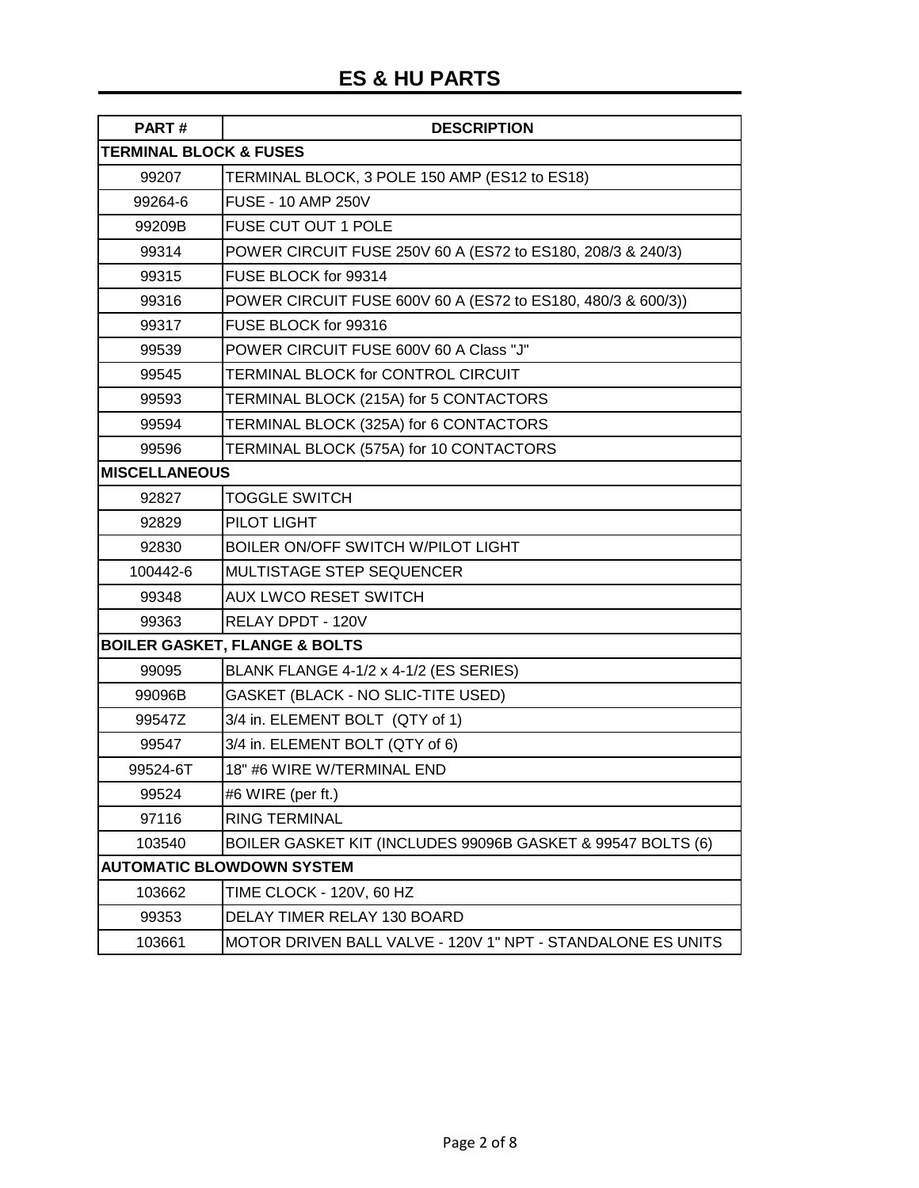# ES & HU PARTS

| PART # | DESCRIPTION |
|---|---|
| **TERMINAL BLOCK & FUSES** | |
| 99207 | TERMINAL BLOCK, 3 POLE 150 AMP (ES12 to ES18) |
| 99264-6 | FUSE - 10 AMP 250V |
| 99209B | FUSE CUT OUT 1 POLE |
| 99314 | POWER CIRCUIT FUSE 250V 60 A (ES72 to ES180, 208/3 & 240/3) |
| 99315 | FUSE BLOCK for 99314 |
| 99316 | POWER CIRCUIT FUSE 600V 60 A (ES72 to ES180, 480/3 & 600/3)) |
| 99317 | FUSE BLOCK for 99316 |
| 99539 | POWER CIRCUIT FUSE 600V 60 A Class "J" |
| 99545 | TERMINAL BLOCK for CONTROL CIRCUIT |
| 99593 | TERMINAL BLOCK (215A) for 5 CONTACTORS |
| 99594 | TERMINAL BLOCK (325A) for 6 CONTACTORS |
| 99596 | TERMINAL BLOCK (575A) for 10 CONTACTORS |
| **MISCELLANEOUS** | |
| 92827 | TOGGLE SWITCH |
| 92829 | PILOT LIGHT |
| 92830 | BOILER ON/OFF SWITCH W/PILOT LIGHT |
| 100442-6 | MULTISTAGE STEP SEQUENCER |
| 99348 | AUX LWCO RESET SWITCH |
| 99363 | RELAY DPDT - 120V |
| **BOILER GASKET, FLANGE & BOLTS** | |
| 99095 | BLANK FLANGE 4-1/2 x 4-1/2 (ES SERIES) |
| 99096B | GASKET (BLACK - NO SLIC-TITE USED) |
| 99547Z | 3/4 in. ELEMENT BOLT (QTY of 1) |
| 99547 | 3/4 in. ELEMENT BOLT (QTY of 6) |
| 99524-6T | 18" #6 WIRE W/TERMINAL END |
| 99524 | #6 WIRE (per ft.) |
| 97116 | RING TERMINAL |
| 103540 | BOILER GASKET KIT (INCLUDES 99096B GASKET & 99547 BOLTS (6) |
| **AUTOMATIC BLOWDOWN SYSTEM** | |
| 103662 | TIME CLOCK - 120V, 60 HZ |
| 99353 | DELAY TIMER RELAY 130 BOARD |
| 103661 | MOTOR DRIVEN BALL VALVE - 120V 1" NPT - STANDALONE ES UNITS |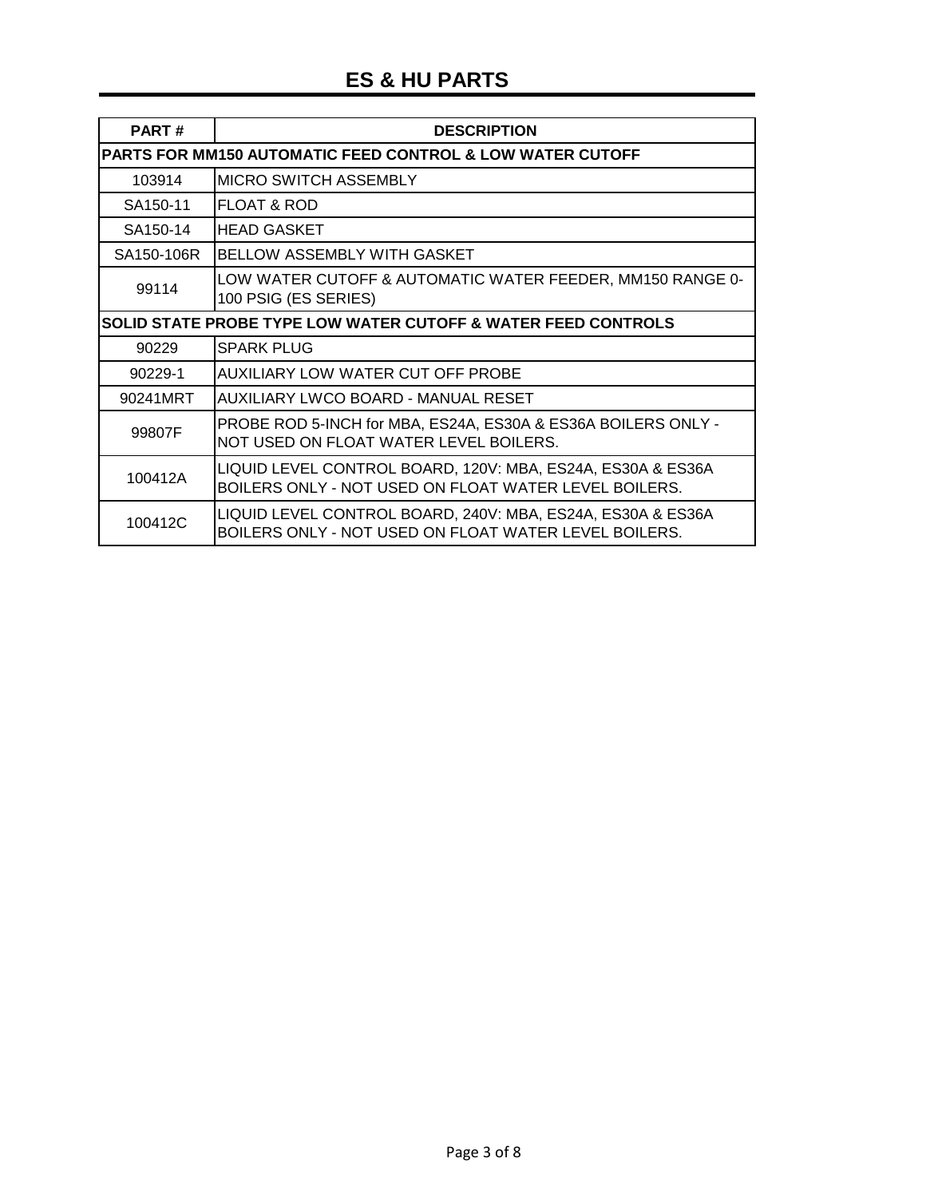# ES & HU PARTS

| PART # | DESCRIPTION |
|---|---|
| **PARTS FOR MM150 AUTOMATIC FEED CONTROL & LOW WATER CUTOFF** | |
| 103914 | MICRO SWITCH ASSEMBLY |
| SA150-11 | FLOAT & ROD |
| SA150-14 | HEAD GASKET |
| SA150-106R | BELLOW ASSEMBLY WITH GASKET |
| 99114 | LOW WATER CUTOFF & AUTOMATIC WATER FEEDER, MM150 RANGE 0-100 PSIG (ES SERIES) |
| **SOLID STATE PROBE TYPE LOW WATER CUTOFF & WATER FEED CONTROLS** | |
| 90229 | SPARK PLUG |
| 90229-1 | AUXILIARY LOW WATER CUT OFF PROBE |
| 90241MRT | AUXILIARY LWCO BOARD - MANUAL RESET |
| 99807F | PROBE ROD 5-INCH for MBA, ES24A, ES30A & ES36A BOILERS ONLY - NOT USED ON FLOAT WATER LEVEL BOILERS. |
| 100412A | LIQUID LEVEL CONTROL BOARD, 120V: MBA, ES24A, ES30A & ES36A BOILERS ONLY - NOT USED ON FLOAT WATER LEVEL BOILERS. |
| 100412C | LIQUID LEVEL CONTROL BOARD, 240V: MBA, ES24A, ES30A & ES36A BOILERS ONLY - NOT USED ON FLOAT WATER LEVEL BOILERS. |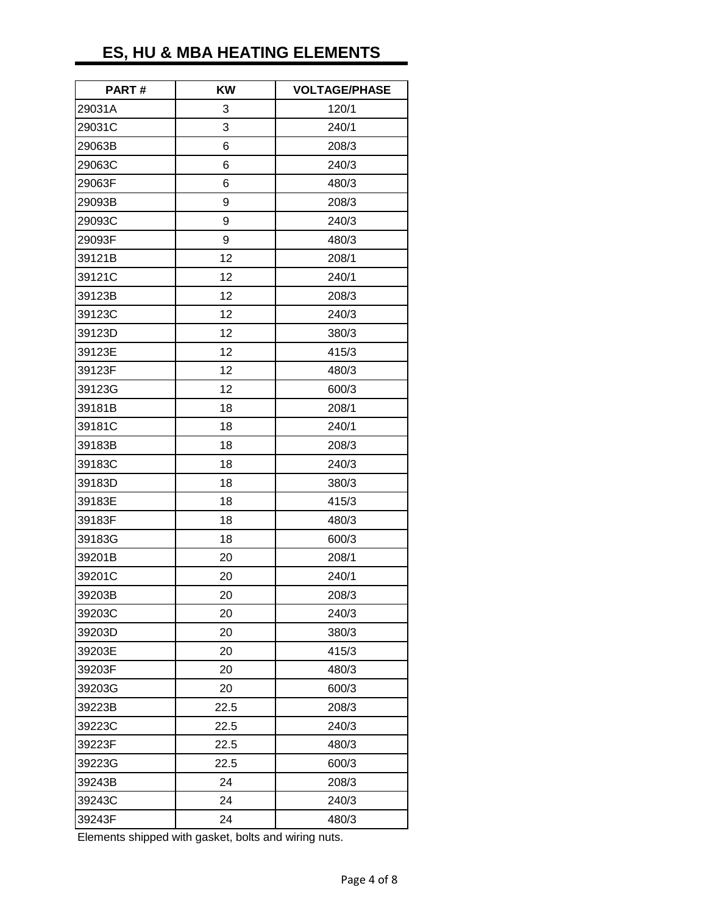# ES, HU & MBA HEATING ELEMENTS

| PART # | KW | VOLTAGE/PHASE |
|---|---|---|
| 29031A | 3 | 120/1 |
| 29031C | 3 | 240/1 |
| 29063B | 6 | 208/3 |
| 29063C | 6 | 240/3 |
| 29063F | 6 | 480/3 |
| 29093B | 9 | 208/3 |
| 29093C | 9 | 240/3 |
| 29093F | 9 | 480/3 |
| 39121B | 12 | 208/1 |
| 39121C | 12 | 240/1 |
| 39123B | 12 | 208/3 |
| 39123C | 12 | 240/3 |
| 39123D | 12 | 380/3 |
| 39123E | 12 | 415/3 |
| 39123F | 12 | 480/3 |
| 39123G | 12 | 600/3 |
| 39181B | 18 | 208/1 |
| 39181C | 18 | 240/1 |
| 39183B | 18 | 208/3 |
| 39183C | 18 | 240/3 |
| 39183D | 18 | 380/3 |
| 39183E | 18 | 415/3 |
| 39183F | 18 | 480/3 |
| 39183G | 18 | 600/3 |
| 39201B | 20 | 208/1 |
| 39201C | 20 | 240/1 |
| 39203B | 20 | 208/3 |
| 39203C | 20 | 240/3 |
| 39203D | 20 | 380/3 |
| 39203E | 20 | 415/3 |
| 39203F | 20 | 480/3 |
| 39203G | 20 | 600/3 |
| 39223B | 22.5 | 208/3 |
| 39223C | 22.5 | 240/3 |
| 39223F | 22.5 | 480/3 |
| 39223G | 22.5 | 600/3 |
| 39243B | 24 | 208/3 |
| 39243C | 24 | 240/3 |
| 39243F | 24 | 480/3 |

Elements shipped with gasket, bolts and wiring nuts.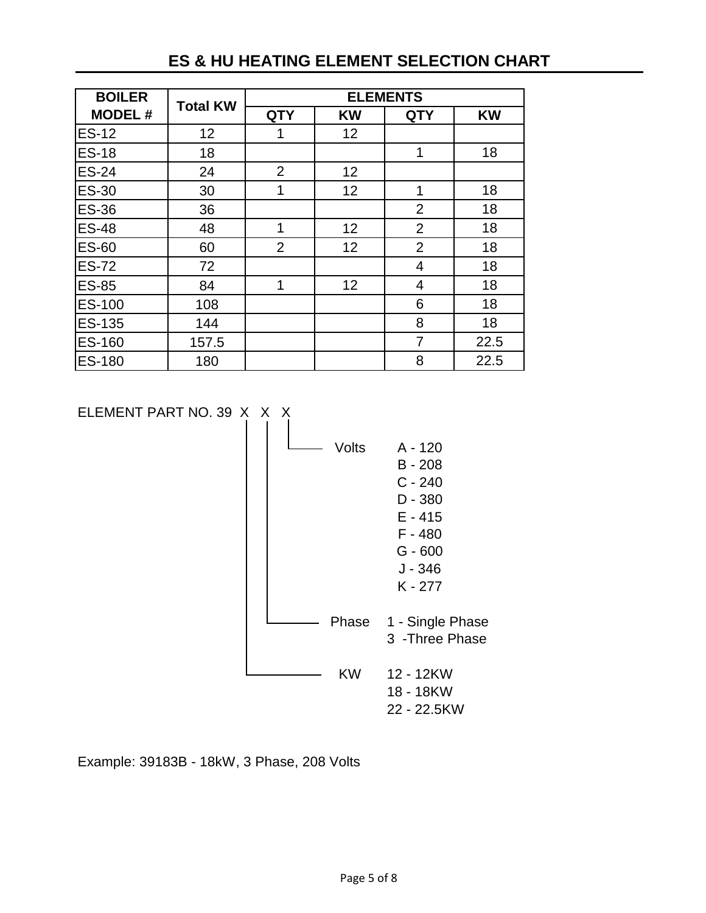# ES & HU HEATING ELEMENT SELECTION CHART

| BOILER MODEL # | Total KW | ELEMENTS | | | |
|---|---|---|---|---|---|
| | | QTY | KW | QTY | KW |
| ES-12 | 12 | 1 | 12 | | |
| ES-18 | 18 | | | 1 | 18 |
| ES-24 | 24 | 2 | 12 | | |
| ES-30 | 30 | 1 | 12 | 1 | 18 |
| ES-36 | 36 | | | 2 | 18 |
| ES-48 | 48 | 1 | 12 | 2 | 18 |
| ES-60 | 60 | 2 | 12 | 2 | 18 |
| ES-72 | 72 | | | 4 | 18 |
| ES-85 | 84 | 1 | 12 | 4 | 18 |
| ES-100 | 108 | | | 6 | 18 |
| ES-135 | 144 | | | 8 | 18 |
| ES-160 | 157.5 | | | 7 | 22.5 |
| ES-180 | 180 | | | 8 | 22.5 |

ELEMENT PART NO. 39 X X X

- Volts
  - A - 120
  - B - 208
  - C - 240
  - D - 380
  - E - 415
  - F - 480
  - G - 600
  - J - 346
  - K - 277
- Phase
  - 1 - Single Phase
  - 3 -Three Phase
- KW
  - 12 - 12KW
  - 18 - 18KW
  - 22 - 22.5KW

Example: 39183B - 18kW, 3 Phase, 208 Volts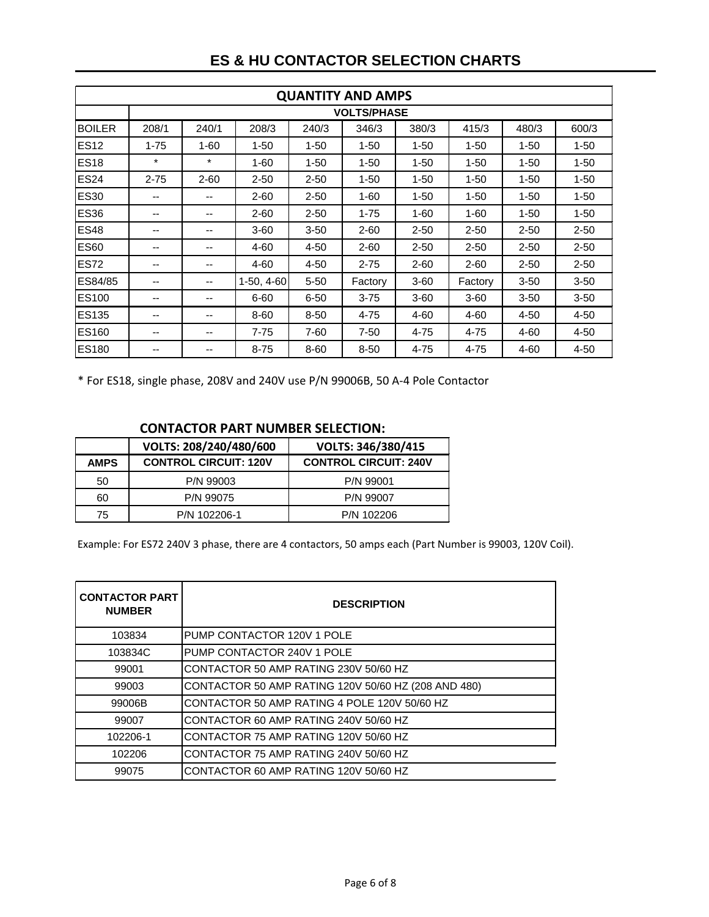# ES & HU CONTACTOR SELECTION CHARTS

| QUANTITY AND AMPS | | | | | | | | | | |
|---|---|---|---|---|---|---|---|---|---|---|
| | VOLTS/PHASE | | | | | | | | | |
| BOILER | 208/1 | 240/1 | 208/3 | 240/3 | 346/3 | 380/3 | 415/3 | 480/3 | 600/3 |
| ES12 | 1-75 | 1-60 | 1-50 | 1-50 | 1-50 | 1-50 | 1-50 | 1-50 | 1-50 |
| ES18 | * | * | 1-60 | 1-50 | 1-50 | 1-50 | 1-50 | 1-50 | 1-50 |
| ES24 | 2-75 | 2-60 | 2-50 | 2-50 | 1-50 | 1-50 | 1-50 | 1-50 | 1-50 |
| ES30 | -- | -- | 2-60 | 2-50 | 1-60 | 1-50 | 1-50 | 1-50 | 1-50 |
| ES36 | -- | -- | 2-60 | 2-50 | 1-75 | 1-60 | 1-60 | 1-50 | 1-50 |
| ES48 | -- | -- | 3-60 | 3-50 | 2-60 | 2-50 | 2-50 | 2-50 | 2-50 |
| ES60 | -- | -- | 4-60 | 4-50 | 2-60 | 2-50 | 2-50 | 2-50 | 2-50 |
| ES72 | -- | -- | 4-60 | 4-50 | 2-75 | 2-60 | 2-60 | 2-50 | 2-50 |
| ES84/85 | -- | -- | 1-50, 4-60 | 5-50 | Factory | 3-60 | Factory | 3-50 | 3-50 |
| ES100 | -- | -- | 6-60 | 6-50 | 3-75 | 3-60 | 3-60 | 3-50 | 3-50 |
| ES135 | -- | -- | 8-60 | 8-50 | 4-75 | 4-60 | 4-60 | 4-50 | 4-50 |
| ES160 | -- | -- | 7-75 | 7-60 | 7-50 | 4-75 | 4-75 | 4-60 | 4-50 |
| ES180 | -- | -- | 8-75 | 8-60 | 8-50 | 4-75 | 4-75 | 4-60 | 4-50 |

* For ES18, single phase, 208V and 240V use P/N 99006B, 50 A-4 Pole Contactor

## CONTACTOR PART NUMBER SELECTION:

| | VOLTS: 208/240/480/600 | VOLTS: 346/380/415 |
|---|---|---|
| AMPS | CONTROL CIRCUIT: 120V | CONTROL CIRCUIT: 240V |
| 50 | P/N 99003 | P/N 99001 |
| 60 | P/N 99075 | P/N 99007 |
| 75 | P/N 102206-1 | P/N 102206 |

Example: For ES72 240V 3 phase, there are 4 contactors, 50 amps each (Part Number is 99003, 120V Coil).

| CONTACTOR PART NUMBER | DESCRIPTION |
|---|---|
| 103834 | PUMP CONTACTOR 120V 1 POLE |
| 103834C | PUMP CONTACTOR 240V 1 POLE |
| 99001 | CONTACTOR 50 AMP RATING 230V 50/60 HZ |
| 99003 | CONTACTOR 50 AMP RATING 120V 50/60 HZ (208 AND 480) |
| 99006B | CONTACTOR 50 AMP RATING 4 POLE 120V 50/60 HZ |
| 99007 | CONTACTOR 60 AMP RATING 240V 50/60 HZ |
| 102206-1 | CONTACTOR 75 AMP RATING 120V 50/60 HZ |
| 102206 | CONTACTOR 75 AMP RATING 240V 50/60 HZ |
| 99075 | CONTACTOR 60 AMP RATING 120V 50/60 HZ |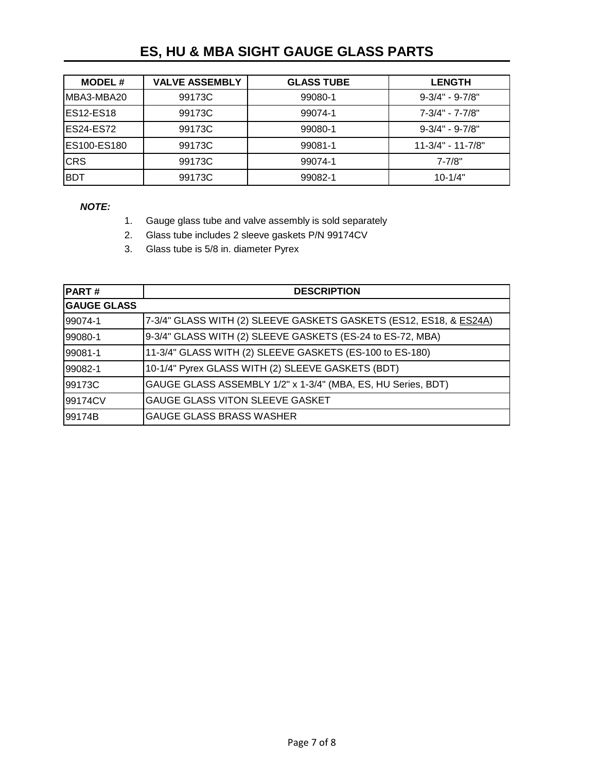# ES, HU & MBA SIGHT GAUGE GLASS PARTS

| MODEL # | VALVE ASSEMBLY | GLASS TUBE | LENGTH |
|---|---|---|---|
| MBA3-MBA20 | 99173C | 99080-1 | 9-3/4" - 9-7/8" |
| ES12-ES18 | 99173C | 99074-1 | 7-3/4" - 7-7/8" |
| ES24-ES72 | 99173C | 99080-1 | 9-3/4" - 9-7/8" |
| ES100-ES180 | 99173C | 99081-1 | 11-3/4" - 11-7/8" |
| CRS | 99173C | 99074-1 | 7-7/8" |
| BDT | 99173C | 99082-1 | 10-1/4" |

***NOTE:***

1. Gauge glass tube and valve assembly is sold separately
2. Glass tube includes 2 sleeve gaskets P/N 99174CV
3. Glass tube is 5/8 in. diameter Pyrex

| PART # | DESCRIPTION |
|---|---|
| **GAUGE GLASS** | |
| 99074-1 | 7-3/4" GLASS WITH (2) SLEEVE GASKETS GASKETS (ES12, ES18, & <u>ES24A</u>) |
| 99080-1 | 9-3/4" GLASS WITH (2) SLEEVE GASKETS (ES-24 to ES-72, MBA) |
| 99081-1 | 11-3/4" GLASS WITH (2) SLEEVE GASKETS (ES-100 to ES-180) |
| 99082-1 | 10-1/4" Pyrex GLASS WITH (2) SLEEVE GASKETS (BDT) |
| 99173C | GAUGE GLASS ASSEMBLY 1/2" x 1-3/4" (MBA, ES, HU Series, BDT) |
| 99174CV | GAUGE GLASS VITON SLEEVE GASKET |
| 99174B | GAUGE GLASS BRASS WASHER |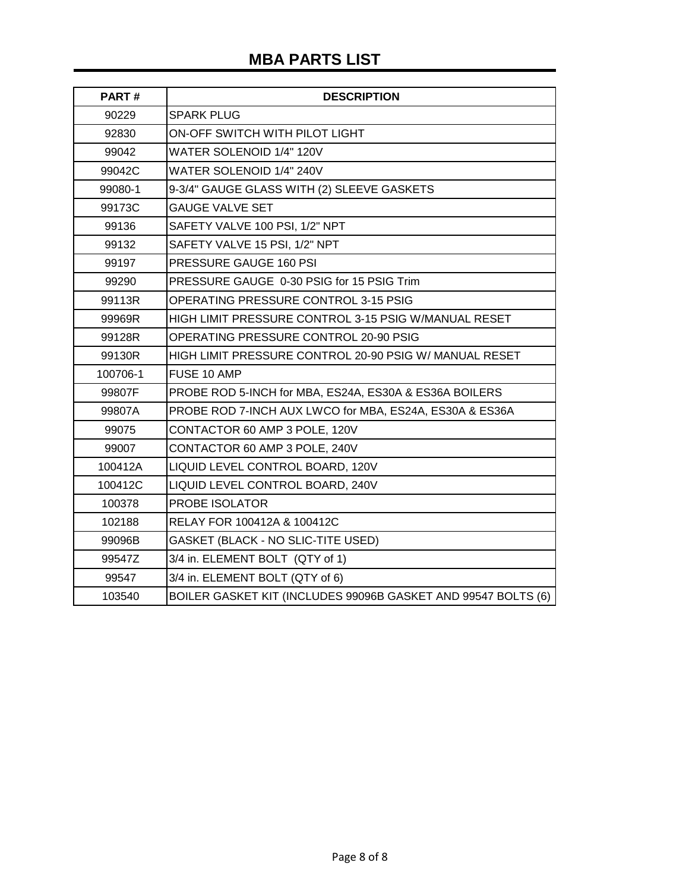# MBA PARTS LIST

| PART # | DESCRIPTION |
| --- | --- |
| 90229 | SPARK PLUG |
| 92830 | ON-OFF SWITCH WITH PILOT LIGHT |
| 99042 | WATER SOLENOID 1/4" 120V |
| 99042C | WATER SOLENOID 1/4" 240V |
| 99080-1 | 9-3/4" GAUGE GLASS WITH (2) SLEEVE GASKETS |
| 99173C | GAUGE VALVE SET |
| 99136 | SAFETY VALVE 100 PSI, 1/2" NPT |
| 99132 | SAFETY VALVE 15 PSI, 1/2" NPT |
| 99197 | PRESSURE GAUGE 160 PSI |
| 99290 | PRESSURE GAUGE 0-30 PSIG for 15 PSIG Trim |
| 99113R | OPERATING PRESSURE CONTROL 3-15 PSIG |
| 99969R | HIGH LIMIT PRESSURE CONTROL 3-15 PSIG W/MANUAL RESET |
| 99128R | OPERATING PRESSURE CONTROL 20-90 PSIG |
| 99130R | HIGH LIMIT PRESSURE CONTROL 20-90 PSIG W/ MANUAL RESET |
| 100706-1 | FUSE 10 AMP |
| 99807F | PROBE ROD 5-INCH for MBA, ES24A, ES30A & ES36A BOILERS |
| 99807A | PROBE ROD 7-INCH AUX LWCO for MBA, ES24A, ES30A & ES36A |
| 99075 | CONTACTOR 60 AMP 3 POLE, 120V |
| 99007 | CONTACTOR 60 AMP 3 POLE, 240V |
| 100412A | LIQUID LEVEL CONTROL BOARD, 120V |
| 100412C | LIQUID LEVEL CONTROL BOARD, 240V |
| 100378 | PROBE ISOLATOR |
| 102188 | RELAY FOR 100412A & 100412C |
| 99096B | GASKET (BLACK - NO SLIC-TITE USED) |
| 99547Z | 3/4 in. ELEMENT BOLT (QTY of 1) |
| 99547 | 3/4 in. ELEMENT BOLT (QTY of 6) |
| 103540 | BOILER GASKET KIT (INCLUDES 99096B GASKET AND 99547 BOLTS (6) |